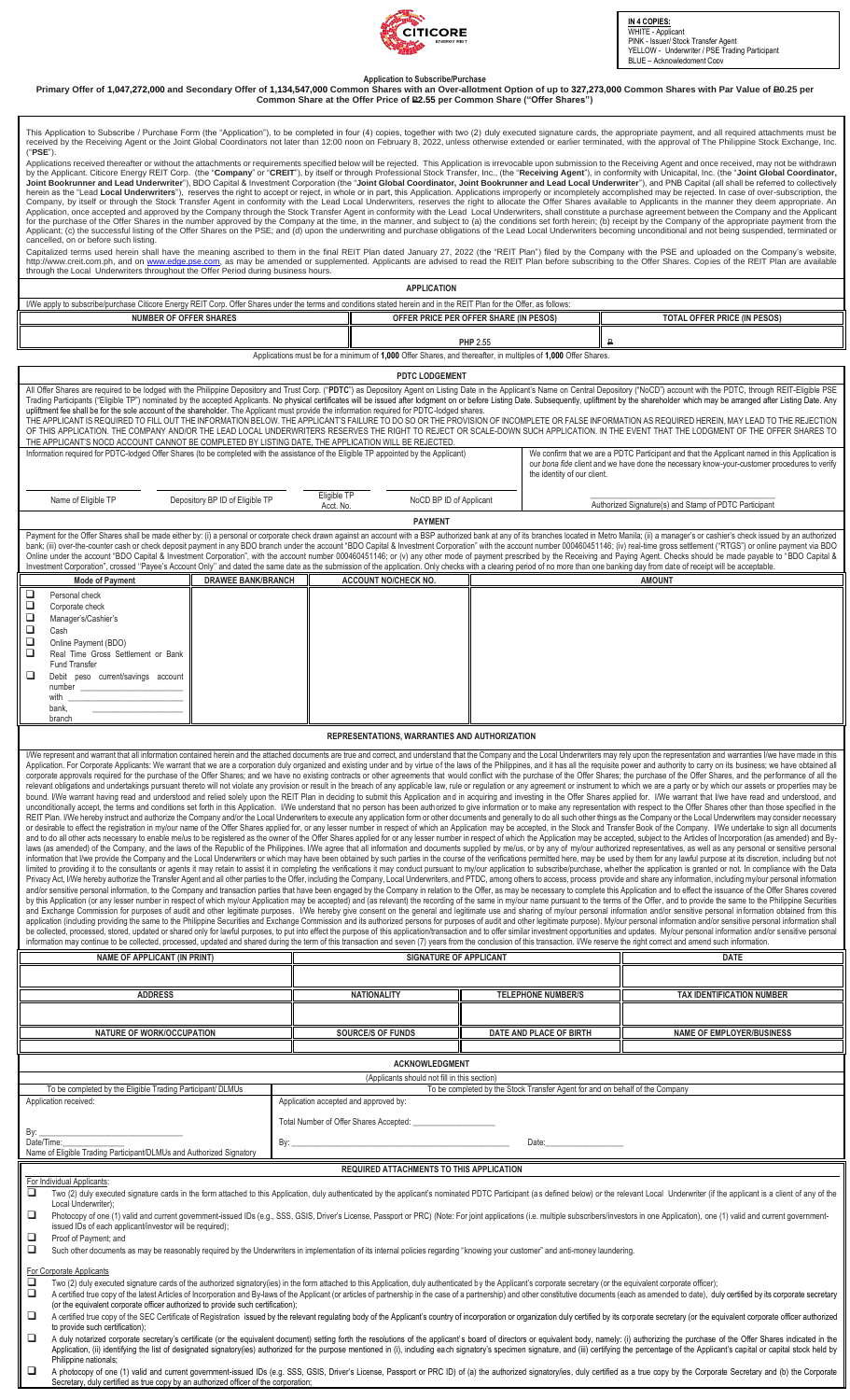IN 4 COPIES:
WHITE - Applicant
PINK - Issuer/ Stock Transfer Agent
YELLOW - Underwriter / PSE Trading Participant
BLUE – Acknowledgment Copy

**Application to Subscribe/Purchase**

**Primary Offer of 1,047,272,000 and Secondary Offer of 1,134,547,000 Common Shares with an Over-allotment Option of up to 327,273,000 Common Shares with Par Value of ₱0.25 per Common Share at the Offer Price of ₱2.55 per Common Share ("Offer Shares")**

This Application to Subscribe / Purchase Form (the "Application"), to be completed in four (4) copies, together with two (2) duly executed signature cards, the appropriate payment, and all required attachments must be received by the Receiving Agent or the Joint Global Coordinators not later than 12:00 noon on February 8, 2022, unless otherwise extended or earlier terminated, with the approval of The Philippine Stock Exchange, Inc. ("PSE").

Applications received thereafter or without the attachments or requirements specified below will be rejected. This Application is irrevocable upon submission to the Receiving Agent and once received, may not be withdrawn by the Applicant. Citicore Energy REIT Corp. (the "Company" or "CREIT"), by itself or through Professional Stock Transfer, Inc., (the "Receiving Agent"), in conformity with Unicapital, Inc. (the "Joint Global Coordinator, Joint Bookrunner and Lead Underwriter"), BDO Capital & Investment Corporation (the "Joint Global Coordinator, Joint Bookrunner and Lead Local Underwriter"), and PNB Capital (all shall be referred to collectively herein as the "Lead Local Underwriters"), reserves the right to accept or reject, in whole or in part, this Application. Applications improperly or incompletely accomplished may be rejected. In case of over-subscription, the Company, by itself or through the Stock Transfer Agent in conformity with the Lead Local Underwriters, reserves the right to allocate the Offer Shares available to Applicants in the manner they deem appropriate. An Application, once accepted and approved by the Company through the Stock Transfer Agent in conformity with the Lead Local Underwriters, shall constitute a purchase agreement between the Company and the Applicant for the purchase of the Offer Shares in the number approved by the Company at the time, in the manner, and subject to (a) the conditions set forth herein; (b) receipt by the Company of the appropriate payment from the Applicant; (c) the successful listing of the Offer Shares on the PSE; and (d) upon the underwriting and purchase obligations of the Lead Local Underwriters becoming unconditional and not being suspended, terminated or cancelled, on or before such listing.

Capitalized terms used herein shall have the meaning ascribed to them in the final REIT Plan dated January 27, 2022 (the "REIT Plan") filed by the Company with the PSE and uploaded on the Company's website, http://www.creit.com.ph, and on www.edge.pse.com, as may be amended or supplemented. Applicants are advised to read the REIT Plan before subscribing to the Offer Shares. Copies of the REIT Plan are available through the Local Underwriters throughout the Offer Period during business hours.

## APPLICATION

I/We apply to subscribe/purchase Citicore Energy REIT Corp. Offer Shares under the terms and conditions stated herein and in the REIT Plan for the Offer, as follows:

| NUMBER OF OFFER SHARES | OFFER PRICE PER OFFER SHARE (IN PESOS) | TOTAL OFFER PRICE (IN PESOS) |
|---|---|---|
| | PHP 2.55 | ₱ |

Applications must be for a minimum of 1,000 Offer Shares, and thereafter, in multiples of 1,000 Offer Shares.

## PDTC LODGEMENT

All Offer Shares are required to be lodged with the Philippine Depository and Trust Corp. ("PDTC") as Depository Agent on Listing Date in the Applicant's Name on Central Depository ("NoCD") account with the PDTC, through REIT-Eligible PSE Trading Participants ("Eligible TP") nominated by the accepted Applicants. No physical certificates will be issued after lodgment on or before Listing Date. Subsequently, upliftment by the shareholder which may be arranged after Listing Date. Any upliftment fee shall be for the sole account of the shareholder. The Applicant must provide the information required for PDTC-lodged shares.

THE APPLICANT IS REQUIRED TO FILL OUT THE INFORMATION BELOW. THE APPLICANT'S FAILURE TO DO SO OR THE PROVISION OF INCOMPLETE OR FALSE INFORMATION AS REQUIRED HEREIN, MAY LEAD TO THE REJECTION OF THIS APPLICATION. THE COMPANY AND/OR THE LEAD LOCAL UNDERWRITERS RESERVES THE RIGHT TO REJECT OR SCALE-DOWN SUCH APPLICATION. IN THE EVENT THAT THE LODGEMENT OF THE OFFER SHARES TO THE APPLICANT'S NOCD ACCOUNT CANNOT BE COMPLETED BY LISTING DATE, THE APPLICATION WILL BE REJECTED.

| Information required for PDTC-lodged Offer Shares (to be completed with the assistance of the Eligible TP appointed by the Applicant) | | | | We confirm that we are a PDTC Participant and that the Applicant named in this Application is our *bona fide* client and we have done the necessary know-your-customer procedures to verify the identity of our client. |
|---|---|---|---|---|
| Name of Eligible TP | Depository BP ID of Eligible TP | Eligible TP Acct. No. | NoCD BP ID of Applicant | Authorized Signature(s) and Stamp of PDTC Participant |

## PAYMENT

Payment for the Offer Shares shall be made either by: (i) a personal or corporate check drawn against an account with a BSP authorized bank at any of its branches located in Metro Manila; (ii) a manager's or cashier's check issued by an authorized bank; (iii) over-the-counter cash or check deposit payment in any BDO branch under the account "BDO Capital & Investment Corporation" with the account number 000460451146; (iv) real-time gross settlement ("RTGS") or online payment via BDO Online under the account "BDO Capital & Investment Corporation", with the account number 000460451146; or (v) any other mode of payment prescribed by the Receiving and Paying Agent. Checks should be made payable to "BDO Capital & Investment Corporation", crossed "Payee's Account Only" and dated the same date as the submission of the application. Only checks with a clearing period of no more than one banking day from date of receipt will be acceptable.

| Mode of Payment | DRAWEE BANK/BRANCH | ACCOUNT NO/CHECK NO. | AMOUNT |
|---|---|---|---|
| ❑ Personal check<br>❑ Corporate check<br>❑ Manager's/Cashier's<br>❑ Cash<br>❑ Online Payment (BDO)<br>❑ Real Time Gross Settlement or Bank Fund Transfer<br>❑ Debit peso current/savings account number ______ with ______ bank, ______ branch | | | |

## REPRESENTATIONS, WARRANTIES AND AUTHORIZATION

I/We represent and warrant that all information contained herein and the attached documents are true and correct, and understand that the Company and the Local Underwriters may rely upon the representation and warranties I/we have made in this Application. For Corporate Applicants: We warrant that we are a corporation duly organized and existing under and by virtue of the laws of the Philippines, and it has all the requisite power and authority to carry on its business; we have obtained all corporate approvals required for the purchase of the Offer Shares; and we have no existing contracts or other agreements that would conflict with the purchase of the Offer Shares; the purchase of the Offer Shares, and the performance of all the relevant obligations and undertakings pursuant thereto will not violate any provision or result in the breach of any applicable law, rule or regulation or any agreement or instrument to which we are a party or by which our assets or properties may be bound. I/We warrant having read and understood and relied solely upon the REIT Plan in deciding to submit this Application and in acquiring and investing in the Offer Shares applied for. I/We warrant that I/we have read and understood, and unconditionally accept, the terms and conditions set forth in this Application. I/We understand that no person has been authorized to give information or to make any representation with respect to the Offer Shares other than those specified in the REIT Plan. I/We hereby instruct and authorize the Company and/or the Local Underwriters to execute any application form or other documents and generally to do all such other things as the Company or the Local Underwriters may consider necessary or desirable to effect the registration in my/our name of the Offer Shares applied for, or any lesser number in respect of which an Application may be accepted, in the Stock and Transfer Book of the Company. I/We undertake to sign all documents and to do all other acts necessary to enable me/us to be registered as the owner of the Offer Shares applied for or any lesser number in respect of which the Application may be accepted, subject to the Articles of Incorporation (as amended) and By-laws (as amended) of the Company, and the laws of the Republic of the Philippines. I/We agree that all information and documents supplied by me/us, or by any of my/our authorized representatives, as well as any personal or sensitive personal information that I/we provide the Company and the Local Underwriters or which may have been obtained by such parties in the course of the verifications permitted here, may be used by them for any lawful purpose at its discretion, including but not limited to providing it to the consultants or agents it may retain to assist it in completing the verifications it may conduct pursuant to my/our application to subscribe/purchase, whether the application is granted or not. In compliance with the Data Privacy Act, I/We hereby authorize the Transfer Agent and all other parties to the Offer, including the Company, Local Underwriters, and PDTC, among others to access, process provide and share any information, including my/our personal information and/or sensitive personal information, to the Company and transaction parties that have been engaged by the Company in relation to the Offer, as may be necessary to complete this Application and to effect the issuance of the Offer Shares covered by this Application (or any lesser number in respect of which my/our Application may be accepted) and (as relevant) the recording of the same in my/our name pursuant to the terms of the Offer, and to provide the same to the Philippine Securities and Exchange Commission for purposes of audit and other legitimate purposes. I/We hereby give consent on the general and legitimate use and sharing of my/our personal information and/or sensitive personal information obtained from this application (including providing the same to the Philippine Securities and Exchange Commission and its authorized persons for purposes of audit and other legitimate purpose). My/our personal information and/or sensitive personal information shall be collected, processed, stored, updated or shared only for lawful purposes, to put into effect the purpose of this application/transaction and to offer similar investment opportunities and updates. My/our personal information and/or sensitive personal information may continue to be collected, processed, updated and shared during the term of this transaction and seven (7) years from the conclusion of this transaction. I/We reserve the right correct and amend such information.

| NAME OF APPLICANT (IN PRINT) | SIGNATURE OF APPLICANT | | DATE |
|---|---|---|---|
| | | | |
| **ADDRESS** | **NATIONALITY** | **TELEPHONE NUMBER/S** | **TAX IDENTIFICATION NUMBER** |
| | | | |
| **NATURE OF WORK/OCCUPATION** | **SOURCE/S OF FUNDS** | **DATE AND PLACE OF BIRTH** | **NAME OF EMPLOYER/BUSINESS** |
| | | | |

## ACKNOWLEDGMENT

(Applicants should not fill in this section)

| To be completed by the Eligible Trading Participant/ DLMUs | To be completed by the Stock Transfer Agent for and on behalf of the Company |
|---|---|
| Application received:<br><br>By: ______<br>Date/Time: ______<br>Name of Eligible Trading Participant/DLMUs and Authorized Signatory | Application accepted and approved by:<br><br>Total Number of Offer Shares Accepted: ______<br><br>By: ______ Date: ______ |

## REQUIRED ATTACHMENTS TO THIS APPLICATION

For Individual Applicants:

- ❑ Two (2) duly executed signature cards in the form attached to this Application, duly authenticated by the applicant's nominated PDTC Participant (as defined below) or the relevant Local Underwriter (if the applicant is a client of any of the Local Underwriter);
- ❑ Photocopy of one (1) valid and current government-issued IDs (e.g., SSS, GSIS, Driver's License, Passport or PRC) (Note: For joint applications (i.e. multiple subscribers/investors in one Application), one (1) valid and current government-issued IDs of each applicant/investor will be required);
- ❑ Proof of Payment; and
- ❑ Such other documents as may be reasonably required by the Underwriters in implementation of its internal policies regarding "knowing your customer" and anti-money laundering.

For Corporate Applicants

- ❑ Two (2) duly executed signature cards of the authorized signatory(ies) in the form attached to this Application, duly authenticated by the Applicant's corporate secretary (or the equivalent corporate officer);
- ❑ A certified true copy of the latest Articles of Incorporation and By-laws of the Applicant (or articles of partnership in the case of a partnership) and other constitutive documents (each as amended to date), duly certified by its corporate secretary (or the equivalent corporate officer authorized to provide such certification);
- ❑ A certified true copy of the SEC Certificate of Registration issued by the relevant regulating body of the Applicant's country of incorporation or organization duly certified by its corporate secretary (or the equivalent corporate officer authorized to provide such certification);
- ❑ A duly notarized corporate secretary's certificate (or the equivalent document) setting forth the resolutions of the applicant's board of directors or equivalent body, namely: (i) authorizing the purchase of the Offer Shares indicated in the Application, (ii) identifying the list of designated signatory(ies) authorized for the purpose mentioned in (i), including each signatory's specimen signature, and (iii) certifying the percentage of the Applicant's capital or capital stock held by Philippine nationals;
- ❑ A photocopy of one (1) valid and current government-issued IDs (e.g. SSS, GSIS, Driver's License, Passport or PRC ID) of (a) the authorized signatory/ies, duly certified as a true copy by the Corporate Secretary and (b) the Corporate Secretary, duly certified as true copy by an authorized officer of the corporation;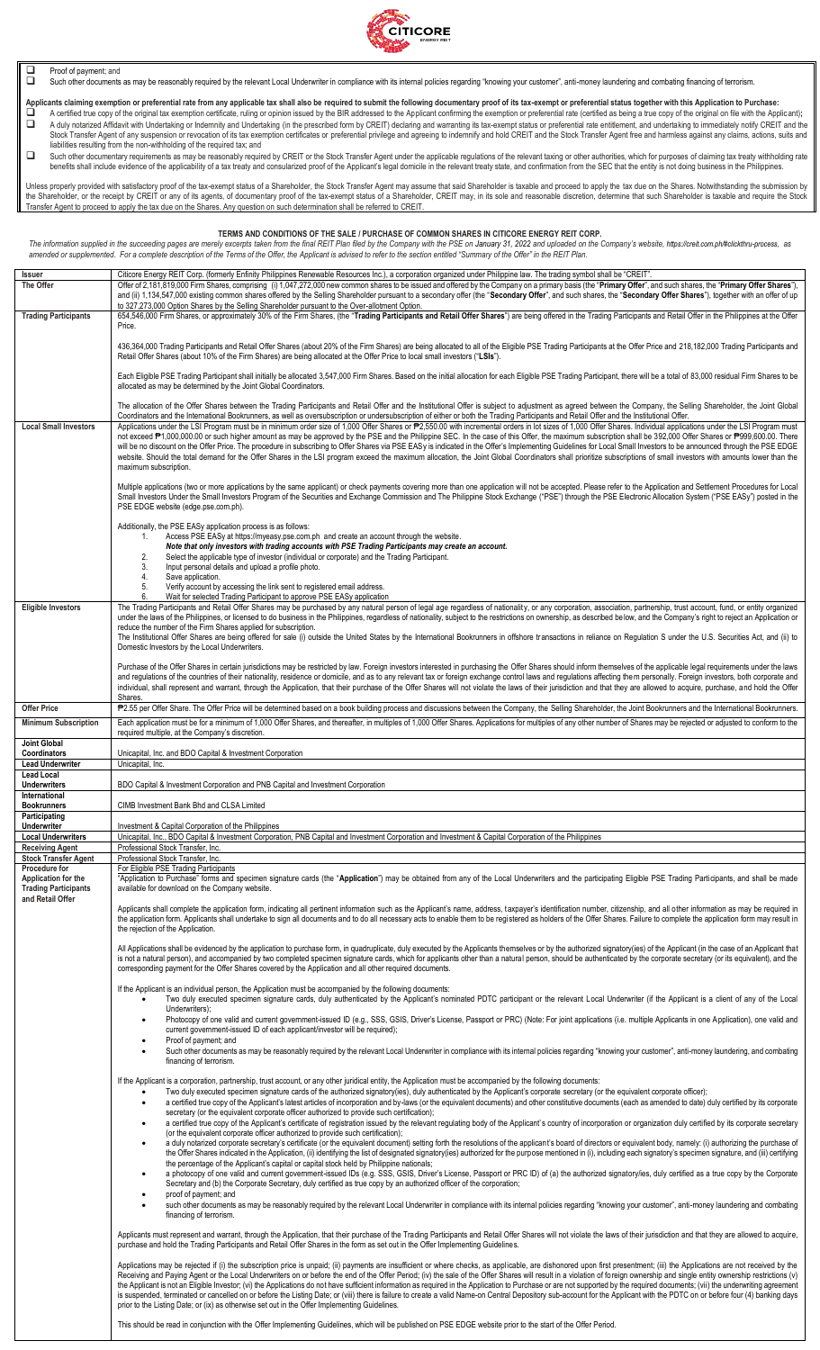- ❑ Proof of payment; and
- ❑ Such other documents as may be reasonably required by the relevant Local Underwriter in compliance with its internal policies regarding "knowing your customer", anti-money laundering and combating financing of terrorism.

**Applicants claiming exemption or preferential rate from any applicable tax shall also be required to submit the following documentary proof of its tax-exempt or preferential status together with this Application to Purchase:**

- ❑ A certified true copy of the original tax exemption certificate, ruling or opinion issued by the BIR addressed to the Applicant confirming the exemption or preferential rate (certified as being a true copy of the original on file with the Applicant);
- ❑ A duly notarized Affidavit with Undertaking or Indemnity and Undertaking (in the prescribed form by CREIT) declaring and warranting its tax-exempt status or preferential rate entitlement, and undertaking to immediately notify CREIT and the Stock Transfer Agent of any suspension or revocation of its tax exemption certificates or preferential privilege and agreeing to indemnify and hold CREIT and the Stock Transfer Agent free and harmless against any claims, actions, suits and liabilities resulting from the non-withholding of the required tax; and
- ❑ Such other documentary requirements as may be reasonably required by CREIT or the Stock Transfer Agent under the applicable regulations of the relevant taxing or other authorities, which for purposes of claiming tax treaty withholding rate benefits shall include evidence of the applicability of a tax treaty and consularized proof of the Applicant's legal domicile in the relevant treaty state, and confirmation from the SEC that the entity is not doing business in the Philippines.

Unless properly provided with satisfactory proof of the tax-exempt status of a Shareholder, the Stock Transfer Agent may assume that said Shareholder is taxable and proceed to apply the tax due on the Shares. Notwithstanding the submission by the Shareholder, or the receipt by CREIT or any of its agents, of documentary proof of the tax-exempt status of a Shareholder, CREIT may, in its sole and reasonable discretion, determine that such Shareholder is taxable and require the Stock Transfer Agent to proceed to apply the tax due on the Shares. Any question on such determination shall be referred to CREIT.

## TERMS AND CONDITIONS OF THE SALE / PURCHASE OF COMMON SHARES IN CITICORE ENERGY REIT CORP.

*The information supplied in the succeeding pages are merely excerpts taken from the final REIT Plan filed by the Company with the PSE on January 31, 2022 and uploaded on the Company's website, https://creit.com.ph/#clickthru-process, as amended or supplemented. For a complete description of the Terms of the Offer, the Applicant is advised to refer to the section entitled "Summary of the Offer" in the REIT Plan.*

| | |
|---|---|
| **Issuer** | Citicore Energy REIT Corp. (formerly Enfinity Philippines Renewable Resources Inc.), a corporation organized under Philippine law. The trading symbol shall be "CREIT". |
| **The Offer** | Offer of 2,181,819,000 Firm Shares, comprising (i) 1,047,272,000 new common shares to be issued and offered by the Company on a primary basis (the "**Primary Offer**", and such shares, the "**Primary Offer Shares**"), and (ii) 1,134,547,000 existing common shares offered by the Selling Shareholder pursuant to a secondary offer (the "**Secondary Offer**", and such shares, the "**Secondary Offer Shares**"), together with an offer of up to 327,273,000 Option Shares by the Selling Shareholder pursuant to the Over-allotment Option. |
| **Trading Participants** | 654,546,000 Firm Shares, or approximately 30% of the Firm Shares, (the "**Trading Participants and Retail Offer Shares**") are being offered in the Trading Participants and Retail Offer in the Philippines at the Offer Price.<br><br>436,364,000 Trading Participants and Retail Offer Shares (about 20% of the Firm Shares) are being allocated to all of the Eligible PSE Trading Participants at the Offer Price and 218,182,000 Trading Participants and Retail Offer Shares (about 10% of the Firm Shares) are being allocated at the Offer Price to local small investors ("**LSIs**").<br><br>Each Eligible PSE Trading Participant shall initially be allocated 3,547,000 Firm Shares. Based on the initial allocation for each Eligible PSE Trading Participant, there will be a total of 83,000 residual Firm Shares to be allocated as may be determined by the Joint Global Coordinators.<br><br>The allocation of the Offer Shares between the Trading Participants and Retail Offer and the Institutional Offer is subject to adjustment as agreed between the Company, the Selling Shareholder, the Joint Global Coordinators and the International Bookrunners, as well as oversubscription or undersubscription of either or both the Trading Participants and Retail Offer and the Institutional Offer. |
| **Local Small Investors** | Applications under the LSI Program must be in minimum order size of 1,000 Offer Shares or ₱2,550.00 with incremental orders in lot sizes of 1,000 Offer Shares. Individual applications under the LSI Program must not exceed ₱1,000,000.00 or such higher amount as may be approved by the PSE and the Philippine SEC. In the case of this Offer, the maximum subscription shall be 392,000 Offer Shares or ₱999,600.00. There will be no discount on the Offer Price. The procedure in subscribing to Offer Shares via PSE EASy is indicated in the Offer's Implementing Guidelines for Local Small Investors to be announced through the PSE EDGE website. Should the total demand for the Offer Shares in the LSI program exceed the maximum allocation, the Joint Global Coordinators shall prioritize subscriptions of small investors with amounts lower than the maximum subscription.<br><br>Multiple applications (two or more applications by the same applicant) or check payments covering more than one application will not be accepted. Please refer to the Application and Settlement Procedures for Local Small Investors Under the Small Investors Program of the Securities and Exchange Commission and The Philippine Stock Exchange ("PSE") through the PSE Electronic Allocation System ("PSE EASy") posted in the PSE EDGE website (edge.pse.com.ph).<br><br>Additionally, the PSE EASy application process is as follows:<br>1. Access PSE EASy at https://myeasy.pse.com.ph and create an account through the website. *Note that only investors with trading accounts with PSE Trading Participants may create an account.*<br>2. Select the applicable type of investor (individual or corporate) and the Trading Participant.<br>3. Input personal details and upload a profile photo.<br>4. Save application.<br>5. Verify account by accessing the link sent to registered email address.<br>6. Wait for selected Trading Participant to approve PSE EASy application |
| **Eligible Investors** | The Trading Participants and Retail Offer Shares may be purchased by any natural person of legal age regardless of nationality, or any corporation, association, partnership, trust account, fund, or entity organized under the laws of the Philippines, or licensed to do business in the Philippines, regardless of nationality, subject to the restrictions on ownership, as described below, and the Company's right to reject an Application or reduce the number of the Firm Shares applied for subscription.<br>The Institutional Offer Shares are being offered for sale (i) outside the United States by the International Bookrunners in offshore transactions in reliance on Regulation S under the U.S. Securities Act, and (ii) to Domestic Investors by the Local Underwriters.<br><br>Purchase of the Offer Shares in certain jurisdictions may be restricted by law. Foreign investors interested in purchasing the Offer Shares should inform themselves of the applicable legal requirements under the laws and regulations of the countries of their nationality, residence or domicile, and as to any relevant tax or foreign exchange control laws and regulations affecting them personally. Foreign investors, both corporate and individual, shall represent and warrant, through the Application, that their purchase of the Offer Shares will not violate the laws of their jurisdiction and that they are allowed to acquire, purchase, and hold the Offer Shares. |
| **Offer Price** | ₱2.55 per Offer Share. The Offer Price will be determined based on a book building process and discussions between the Company, the Selling Shareholder, the Joint Bookrunners and the International Bookrunners. |
| **Minimum Subscription** | Each application must be for a minimum of 1,000 Offer Shares, and thereafter, in multiples of 1,000 Offer Shares. Applications for multiples of any other number of Shares may be rejected or adjusted to conform to the required multiple, at the Company's discretion. |
| **Joint Global Coordinators** | Unicapital, Inc. and BDO Capital & Investment Corporation |
| **Lead Underwriter** | Unicapital, Inc. |
| **Lead Local Underwriters** | BDO Capital & Investment Corporation and PNB Capital and Investment Corporation |
| **International Bookrunners** | CIMB Investment Bank Bhd and CLSA Limited |
| **Participating Underwriter** | Investment & Capital Corporation of the Philippines |
| **Local Underwriters** | Unicapital, Inc., BDO Capital & Investment Corporation, PNB Capital and Investment Corporation and Investment & Capital Corporation of the Philippines |
| **Receiving Agent** | Professional Stock Transfer, Inc. |
| **Stock Transfer Agent** | Professional Stock Transfer, Inc. |
| **Procedure for Application for the Trading Participants and Retail Offer** | For Eligible PSE Trading Participants<br>"Application to Purchase" forms and specimen signature cards (the "**Application**") may be obtained from any of the Local Underwriters and the participating Eligible PSE Trading Participants, and shall be made available for download on the Company website.<br><br>Applicants shall complete the application form, indicating all pertinent information such as the Applicant's name, address, taxpayer's identification number, citizenship, and all other information as may be required in the application form. Applicants shall undertake to sign all documents and to do all necessary acts to enable them to be registered as holders of the Offer Shares. Failure to complete the application form may result in the rejection of the Application.<br><br>All Applications shall be evidenced by the application to purchase form, in quadruplicate, duly executed by the Applicants themselves or by the authorized signatory(ies) of the Applicant (in the case of an Applicant that is not a natural person), and accompanied by two completed specimen signature cards, which for applicants other than a natural person, should be authenticated by the corporate secretary (or its equivalent), and the corresponding payment for the Offer Shares covered by the Application and all other required documents.<br><br>If the Applicant is an individual person, the Application must be accompanied by the following documents:<br>• Two duly executed specimen signature cards, duly authenticated by the Applicant's nominated PDTC participant or the relevant Local Underwriter (if the Applicant is a client of any of the Local Underwriters);<br>• Photocopy of one valid and current government-issued ID (e.g., SSS, GSIS, Driver's License, Passport or PRC) (Note: For joint applications (i.e. multiple Applicants in one Application), one valid and current government-issued ID of each applicant/investor will be required);<br>• Proof of payment; and<br>• Such other documents as may be reasonably required by the relevant Local Underwriter in compliance with its internal policies regarding "knowing your customer", anti-money laundering, and combating financing of terrorism.<br><br>If the Applicant is a corporation, partnership, trust account, or any other juridical entity, the Application must be accompanied by the following documents:<br>• Two duly executed specimen signature cards of the authorized signatory(ies), duly authenticated by the Applicant's corporate secretary (or the equivalent corporate officer);<br>• a certified true copy of the Applicant's latest articles of incorporation and by-laws (or the equivalent documents) and other constitutive documents (each as amended to date) duly certified by its corporate secretary (or the equivalent corporate officer authorized to provide such certification);<br>• a certified true copy of the Applicant's certificate of registration issued by the relevant regulating body of the Applicant's country of incorporation or organization duly certified by its corporate secretary (or the equivalent corporate officer authorized to provide such certification);<br>• a duly notarized corporate secretary's certificate (or the equivalent document) setting forth the resolutions of the applicant's board of directors or equivalent body, namely: (i) authorizing the purchase of the Offer Shares indicated in the Application, (ii) identifying the list of designated signatory(ies) authorized for the purpose mentioned in (i), including each signatory's specimen signature, and (iii) certifying the percentage of the Applicant's capital or capital stock held by Philippine nationals;<br>• a photocopy of one valid and current government-issued IDs (e.g. SSS, GSIS, Driver's License, Passport or PRC ID) of (a) the authorized signatory/ies, duly certified as a true copy by the Corporate Secretary and (b) the Corporate Secretary, duly certified as true copy by an authorized officer of the corporation;<br>• proof of payment; and<br>• such other documents as may be reasonably required by the relevant Local Underwriter in compliance with its internal policies regarding "knowing your customer", anti-money laundering and combating financing of terrorism.<br><br>Applicants must represent and warrant, through the Application, that their purchase of the Trading Participants and Retail Offer Shares will not violate the laws of their jurisdiction and that they are allowed to acquire, purchase and hold the Trading Participants and Retail Offer Shares in the form as set out in the Offer Implementing Guidelines.<br><br>Applications may be rejected if (i) the subscription price is unpaid; (ii) payments are insufficient or where checks, as applicable, are dishonored upon first presentment; (iii) the Applications are not received by the Receiving and Paying Agent or the Local Underwriters on or before the end of the Offer Period; (iv) the sale of the Offer Shares will result in a violation of foreign ownership and single entity ownership restrictions (v) the Applicant is not an Eligible Investor; (vi) the Applications do not have sufficient information as required in the Application to Purchase or are not supported by the required documents; (vii) the underwriting agreement is suspended, terminated or cancelled on or before the Listing Date; or (viii) there is failure to create a valid Name-on Central Depository sub-account for the Applicant with the PDTC on or before four (4) banking days prior to the Listing Date; or (ix) as otherwise set out in the Offer Implementing Guidelines.<br><br>This should be read in conjunction with the Offer Implementing Guidelines, which will be published on PSE EDGE website prior to the start of the Offer Period. |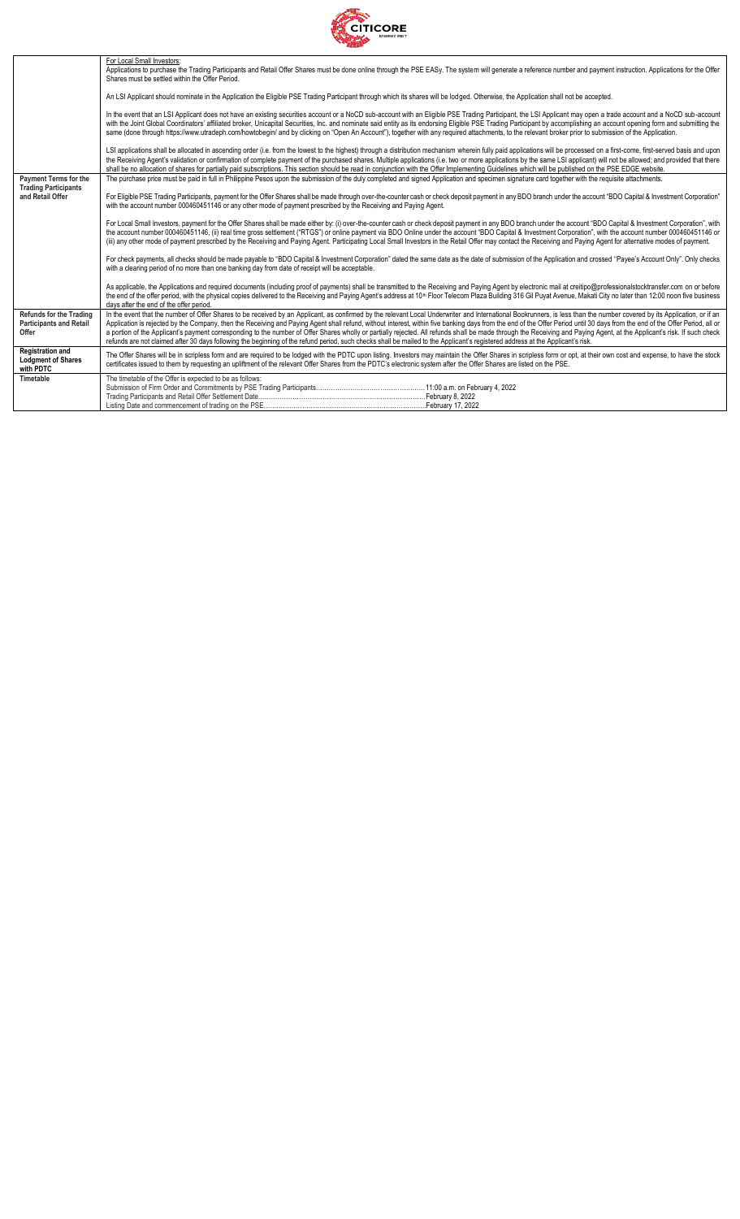| | |
|---|---|
| | For Local Small Investors:<br>Applications to purchase the Trading Participants and Retail Offer Shares must be done online through the PSE EASy. The system will generate a reference number and payment instruction. Applications for the Offer Shares must be settled within the Offer Period.<br><br>An LSI Applicant should nominate in the Application the Eligible PSE Trading Participant through which its shares will be lodged. Otherwise, the Application shall not be accepted.<br><br>In the event that an LSI Applicant does not have an existing securities account or a NoCD sub-account with an Eligible PSE Trading Participant, the LSI Applicant may open a trade account and a NoCD sub-account with the Joint Global Coordinators' affiliated broker, Unicapital Securities, Inc. and nominate said entity as its endorsing Eligible PSE Trading Participant by accomplishing an account opening form and submitting the same (done through https://www.utradeph.com/howtobegin/ and by clicking on "Open An Account"), together with any required attachments, to the relevant broker prior to submission of the Application.<br><br>LSI applications shall be allocated in ascending order (i.e. from the lowest to the highest) through a distribution mechanism wherein fully paid applications will be processed on a first-come, first-served basis and upon the Receiving Agent's validation or confirmation of complete payment of the purchased shares. Multiple applications (i.e. two or more applications by the same LSI applicant) will not be allowed; and provided that there shall be no allocation of shares for partially paid subscriptions. This section should be read in conjunction with the Offer Implementing Guidelines which will be published on the PSE EDGE website. |
| **Payment Terms for the Trading Participants and Retail Offer** | The purchase price must be paid in full in Philippine Pesos upon the submission of the duly completed and signed Application and specimen signature card together with the requisite attachments.<br><br>For Eligible PSE Trading Participants, payment for the Offer Shares shall be made through over-the-counter cash or check deposit payment in any BDO branch under the account "BDO Capital & Investment Corporation" with the account number 000460451146 or any other mode of payment prescribed by the Receiving and Paying Agent.<br><br>For Local Small Investors, payment for the Offer Shares shall be made either by: (i) over-the-counter cash or check deposit payment in any BDO branch under the account "BDO Capital & Investment Corporation", with the account number 000460451146, (ii) real time gross settlement ("RTGS") or online payment via BDO Online under the account "BDO Capital & Investment Corporation", with the account number 000460451146 or (iii) any other mode of payment prescribed by the Receiving and Paying Agent. Participating Local Small Investors in the Retail Offer may contact the Receiving and Paying Agent for alternative modes of payment.<br><br>For check payments, all checks should be made payable to "BDO Capital & Investment Corporation" dated the same date as the date of submission of the Application and crossed "Payee's Account Only". Only checks with a clearing period of no more than one banking day from date of receipt will be acceptable.<br><br>As applicable, the Applications and required documents (including proof of payments) shall be transmitted to the Receiving and Paying Agent by electronic mail at creitipo@professionalstocktransfer.com on or before the end of the offer period, with the physical copies delivered to the Receiving and Paying Agent's address at 10th Floor Telecom Plaza Building 316 Gil Puyat Avenue, Makati City no later than 12:00 noon five business days after the end of the offer period. |
| **Refunds for the Trading Participants and Retail Offer** | In the event that the number of Offer Shares to be received by an Applicant, as confirmed by the relevant Local Underwriter and International Bookrunners, is less than the number covered by its Application, or if an Application is rejected by the Company, then the Receiving and Paying Agent shall refund, without interest, within five banking days from the end of the Offer Period until 30 days from the end of the Offer Period, all or a portion of the Applicant's payment corresponding to the number of Offer Shares wholly or partially rejected. All refunds shall be made through the Receiving and Paying Agent, at the Applicant's risk. If such check refunds are not claimed after 30 days following the beginning of the refund period, such checks shall be mailed to the Applicant's registered address at the Applicant's risk. |
| **Registration and Lodgment of Shares with PDTC** | The Offer Shares will be in scripless form and are required to be lodged with the PDTC upon listing. Investors may maintain the Offer Shares in scripless form or opt, at their own cost and expense, to have the stock certificates issued to them by requesting an upliftment of the relevant Offer Shares from the PDTC's electronic system after the Offer Shares are listed on the PSE. |
| **Timetable** | The timetable of the Offer is expected to be as follows:<br>Submission of Firm Order and Commitments by PSE Trading Participants....11:00 a.m. on February 4, 2022<br>Trading Participants and Retail Offer Settlement Date....February 8, 2022<br>Listing Date and commencement of trading on the PSE....February 17, 2022 |